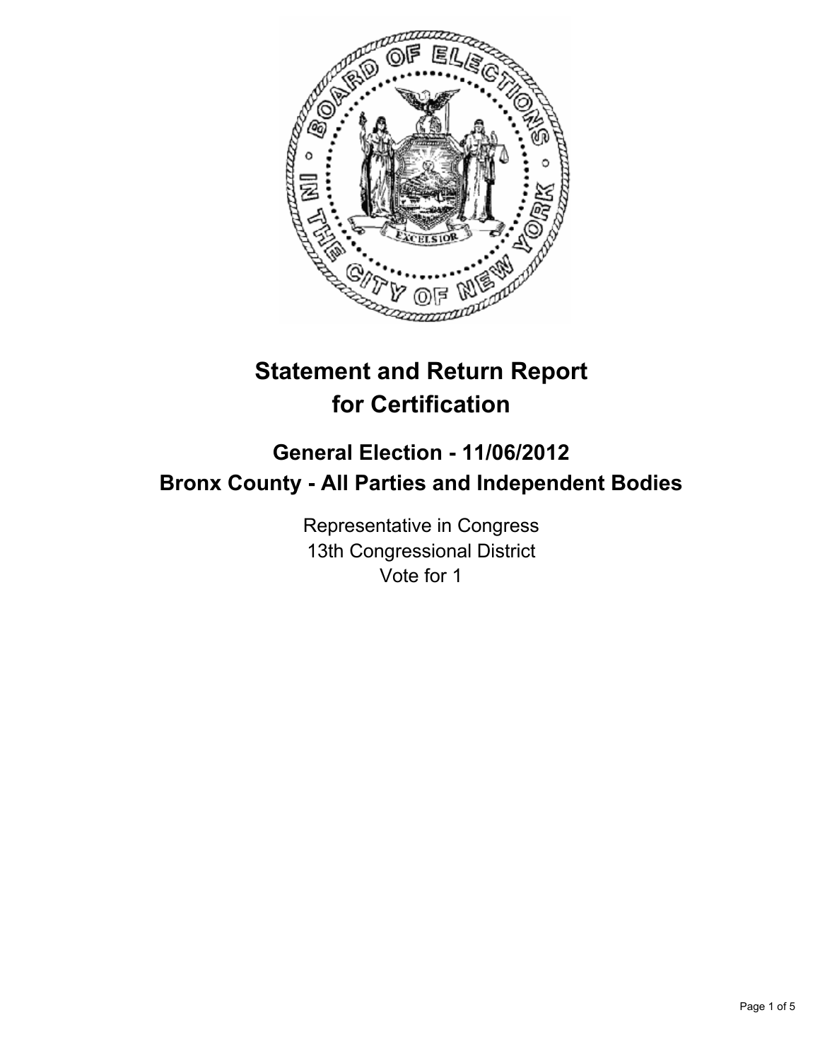# Statement and Return Report for Certification

## General Election - 11/06/2012
## Bronx County - All Parties and Independent Bodies

Representative in Congress
13th Congressional District
Vote for 1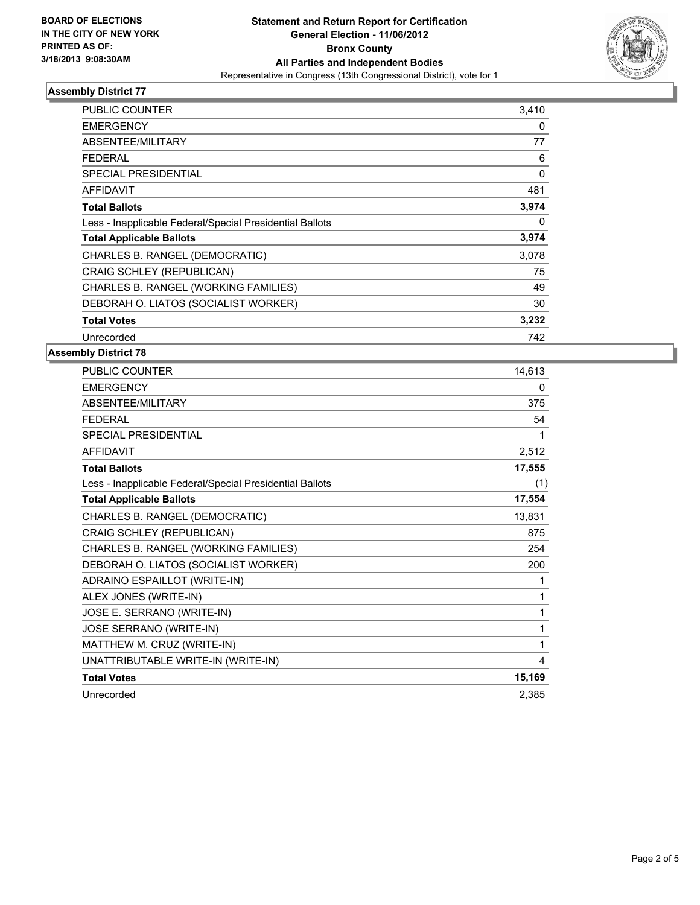**BOARD OF ELECTIONS IN THE CITY OF NEW YORK PRINTED AS OF: 3/18/2013 9:08:30AM**

**Statement and Return Report for Certification**
**General Election - 11/06/2012**
**Bronx County**
**All Parties and Independent Bodies**
Representative in Congress (13th Congressional District), vote for 1

### Assembly District 77

| | |
|---|---|
| PUBLIC COUNTER | 3,410 |
| EMERGENCY | 0 |
| ABSENTEE/MILITARY | 77 |
| FEDERAL | 6 |
| SPECIAL PRESIDENTIAL | 0 |
| AFFIDAVIT | 481 |
| **Total Ballots** | **3,974** |
| Less - Inapplicable Federal/Special Presidential Ballots | 0 |
| **Total Applicable Ballots** | **3,974** |
| CHARLES B. RANGEL (DEMOCRATIC) | 3,078 |
| CRAIG SCHLEY (REPUBLICAN) | 75 |
| CHARLES B. RANGEL (WORKING FAMILIES) | 49 |
| DEBORAH O. LIATOS (SOCIALIST WORKER) | 30 |
| **Total Votes** | **3,232** |
| Unrecorded | 742 |

### Assembly District 78

| | |
|---|---|
| PUBLIC COUNTER | 14,613 |
| EMERGENCY | 0 |
| ABSENTEE/MILITARY | 375 |
| FEDERAL | 54 |
| SPECIAL PRESIDENTIAL | 1 |
| AFFIDAVIT | 2,512 |
| **Total Ballots** | **17,555** |
| Less - Inapplicable Federal/Special Presidential Ballots | (1) |
| **Total Applicable Ballots** | **17,554** |
| CHARLES B. RANGEL (DEMOCRATIC) | 13,831 |
| CRAIG SCHLEY (REPUBLICAN) | 875 |
| CHARLES B. RANGEL (WORKING FAMILIES) | 254 |
| DEBORAH O. LIATOS (SOCIALIST WORKER) | 200 |
| ADRAINO ESPAILLOT (WRITE-IN) | 1 |
| ALEX JONES (WRITE-IN) | 1 |
| JOSE E. SERRANO (WRITE-IN) | 1 |
| JOSE SERRANO (WRITE-IN) | 1 |
| MATTHEW M. CRUZ (WRITE-IN) | 1 |
| UNATTRIBUTABLE WRITE-IN (WRITE-IN) | 4 |
| **Total Votes** | **15,169** |
| Unrecorded | 2,385 |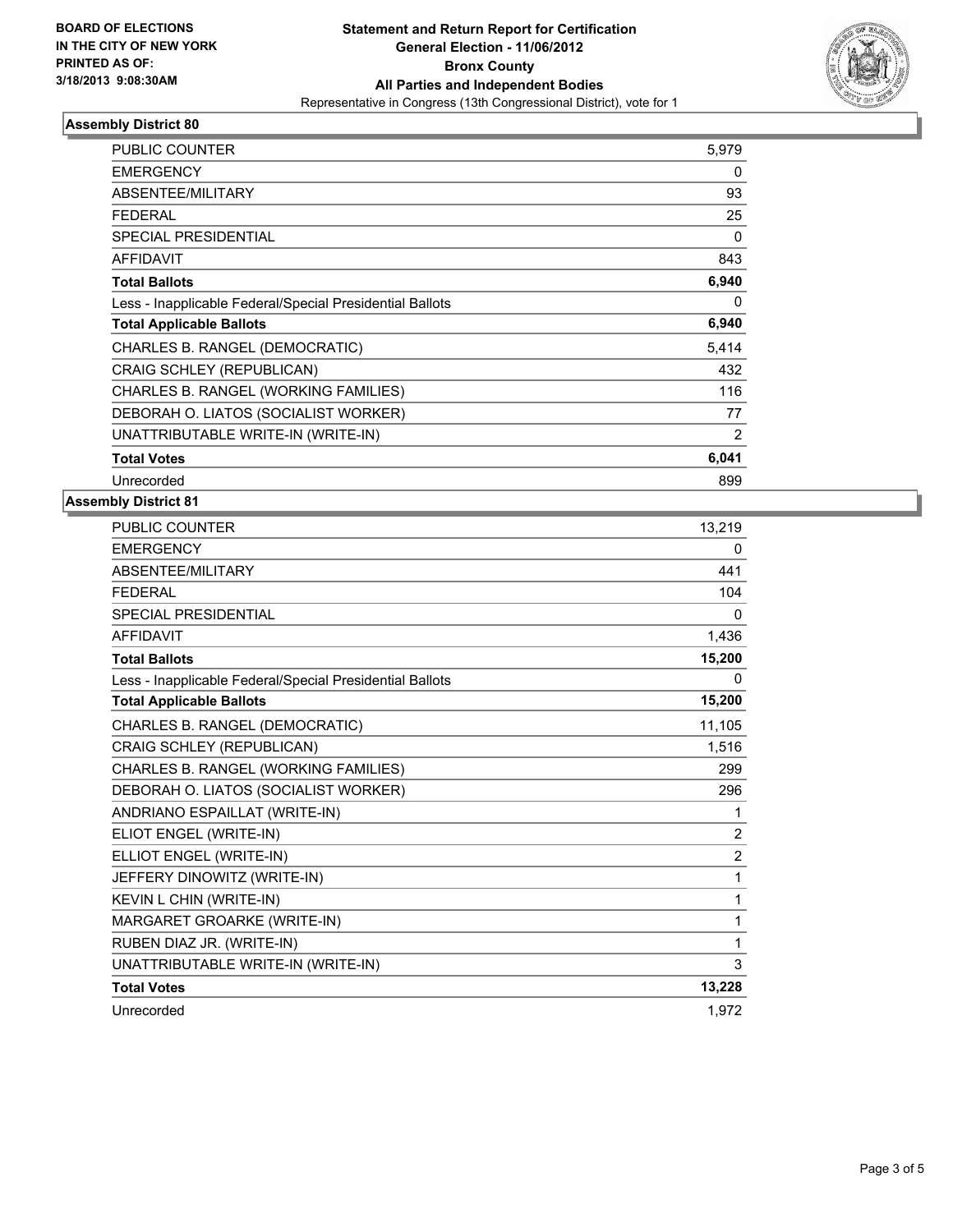**BOARD OF ELECTIONS IN THE CITY OF NEW YORK PRINTED AS OF: 3/18/2013 9:08:30AM**

**Statement and Return Report for Certification**
**General Election - 11/06/2012**
**Bronx County**
**All Parties and Independent Bodies**
Representative in Congress (13th Congressional District), vote for 1

### Assembly District 80

| | |
|---|---|
| PUBLIC COUNTER | 5,979 |
| EMERGENCY | 0 |
| ABSENTEE/MILITARY | 93 |
| FEDERAL | 25 |
| SPECIAL PRESIDENTIAL | 0 |
| AFFIDAVIT | 843 |
| **Total Ballots** | **6,940** |
| Less - Inapplicable Federal/Special Presidential Ballots | 0 |
| **Total Applicable Ballots** | **6,940** |
| CHARLES B. RANGEL (DEMOCRATIC) | 5,414 |
| CRAIG SCHLEY (REPUBLICAN) | 432 |
| CHARLES B. RANGEL (WORKING FAMILIES) | 116 |
| DEBORAH O. LIATOS (SOCIALIST WORKER) | 77 |
| UNATTRIBUTABLE WRITE-IN (WRITE-IN) | 2 |
| **Total Votes** | **6,041** |
| Unrecorded | 899 |

### Assembly District 81

| | |
|---|---|
| PUBLIC COUNTER | 13,219 |
| EMERGENCY | 0 |
| ABSENTEE/MILITARY | 441 |
| FEDERAL | 104 |
| SPECIAL PRESIDENTIAL | 0 |
| AFFIDAVIT | 1,436 |
| **Total Ballots** | **15,200** |
| Less - Inapplicable Federal/Special Presidential Ballots | 0 |
| **Total Applicable Ballots** | **15,200** |
| CHARLES B. RANGEL (DEMOCRATIC) | 11,105 |
| CRAIG SCHLEY (REPUBLICAN) | 1,516 |
| CHARLES B. RANGEL (WORKING FAMILIES) | 299 |
| DEBORAH O. LIATOS (SOCIALIST WORKER) | 296 |
| ANDRIANO ESPAILLAT (WRITE-IN) | 1 |
| ELIOT ENGEL (WRITE-IN) | 2 |
| ELLIOT ENGEL (WRITE-IN) | 2 |
| JEFFERY DINOWITZ (WRITE-IN) | 1 |
| KEVIN L CHIN (WRITE-IN) | 1 |
| MARGARET GROARKE (WRITE-IN) | 1 |
| RUBEN DIAZ JR. (WRITE-IN) | 1 |
| UNATTRIBUTABLE WRITE-IN (WRITE-IN) | 3 |
| **Total Votes** | **13,228** |
| Unrecorded | 1,972 |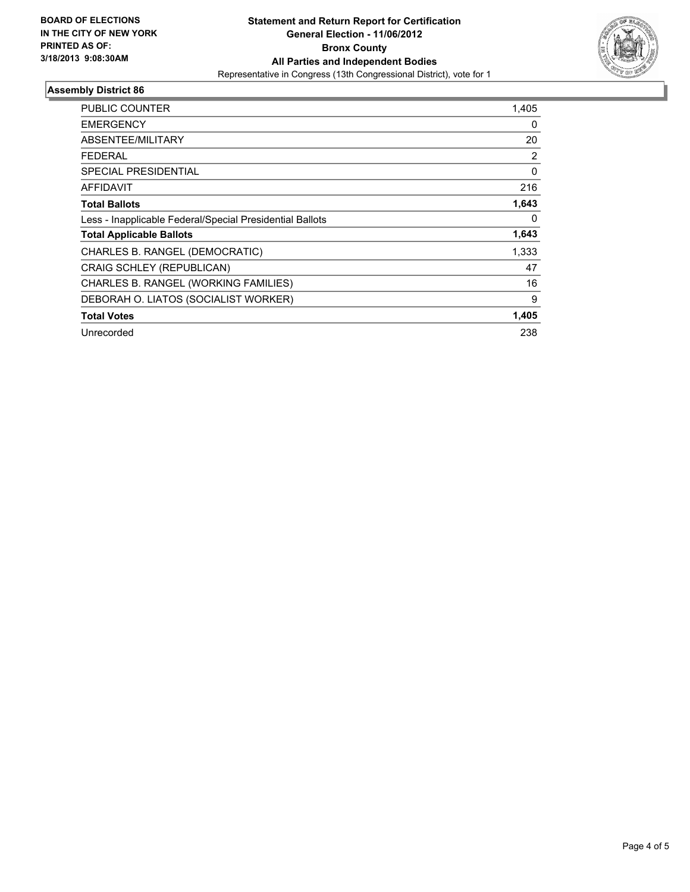**BOARD OF ELECTIONS IN THE CITY OF NEW YORK PRINTED AS OF: 3/18/2013 9:08:30AM**

# Statement and Return Report for Certification
## General Election - 11/06/2012
## Bronx County
## All Parties and Independent Bodies
Representative in Congress (13th Congressional District), vote for 1

### Assembly District 86

| | |
|---|---|
| PUBLIC COUNTER | 1,405 |
| EMERGENCY | 0 |
| ABSENTEE/MILITARY | 20 |
| FEDERAL | 2 |
| SPECIAL PRESIDENTIAL | 0 |
| AFFIDAVIT | 216 |
| **Total Ballots** | **1,643** |
| Less - Inapplicable Federal/Special Presidential Ballots | 0 |
| **Total Applicable Ballots** | **1,643** |
| CHARLES B. RANGEL (DEMOCRATIC) | 1,333 |
| CRAIG SCHLEY (REPUBLICAN) | 47 |
| CHARLES B. RANGEL (WORKING FAMILIES) | 16 |
| DEBORAH O. LIATOS (SOCIALIST WORKER) | 9 |
| **Total Votes** | **1,405** |
| Unrecorded | 238 |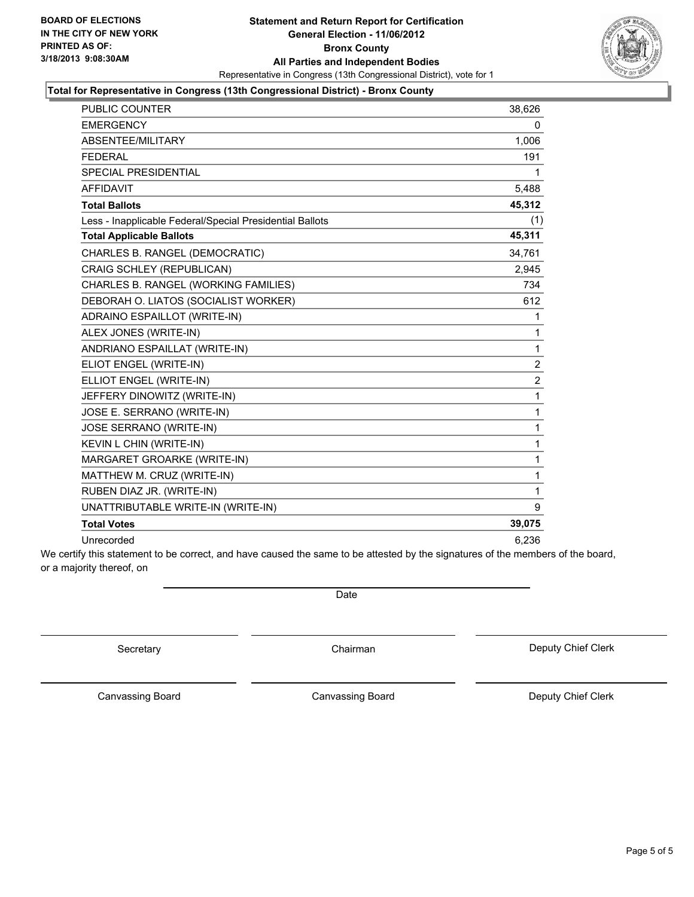**BOARD OF ELECTIONS IN THE CITY OF NEW YORK PRINTED AS OF: 3/18/2013 9:08:30AM**

# Statement and Return Report for Certification
## General Election - 11/06/2012
## Bronx County
## All Parties and Independent Bodies

Representative in Congress (13th Congressional District), vote for 1

### Total for Representative in Congress (13th Congressional District) - Bronx County

| | |
|---|---|
| PUBLIC COUNTER | 38,626 |
| EMERGENCY | 0 |
| ABSENTEE/MILITARY | 1,006 |
| FEDERAL | 191 |
| SPECIAL PRESIDENTIAL | 1 |
| AFFIDAVIT | 5,488 |
| **Total Ballots** | **45,312** |
| Less - Inapplicable Federal/Special Presidential Ballots | (1) |
| **Total Applicable Ballots** | **45,311** |
| CHARLES B. RANGEL (DEMOCRATIC) | 34,761 |
| CRAIG SCHLEY (REPUBLICAN) | 2,945 |
| CHARLES B. RANGEL (WORKING FAMILIES) | 734 |
| DEBORAH O. LIATOS (SOCIALIST WORKER) | 612 |
| ADRAINO ESPAILLOT (WRITE-IN) | 1 |
| ALEX JONES (WRITE-IN) | 1 |
| ANDRIANO ESPAILLAT (WRITE-IN) | 1 |
| ELIOT ENGEL (WRITE-IN) | 2 |
| ELLIOT ENGEL (WRITE-IN) | 2 |
| JEFFERY DINOWITZ (WRITE-IN) | 1 |
| JOSE E. SERRANO (WRITE-IN) | 1 |
| JOSE SERRANO (WRITE-IN) | 1 |
| KEVIN L CHIN (WRITE-IN) | 1 |
| MARGARET GROARKE (WRITE-IN) | 1 |
| MATTHEW M. CRUZ (WRITE-IN) | 1 |
| RUBEN DIAZ JR. (WRITE-IN) | 1 |
| UNATTRIBUTABLE WRITE-IN (WRITE-IN) | 9 |
| **Total Votes** | **39,075** |
| Unrecorded | 6,236 |

We certify this statement to be correct, and have caused the same to be attested by the signatures of the members of the board, or a majority thereof, on

Date

Secretary | Chairman | Deputy Chief Clerk

Canvassing Board | Canvassing Board | Deputy Chief Clerk